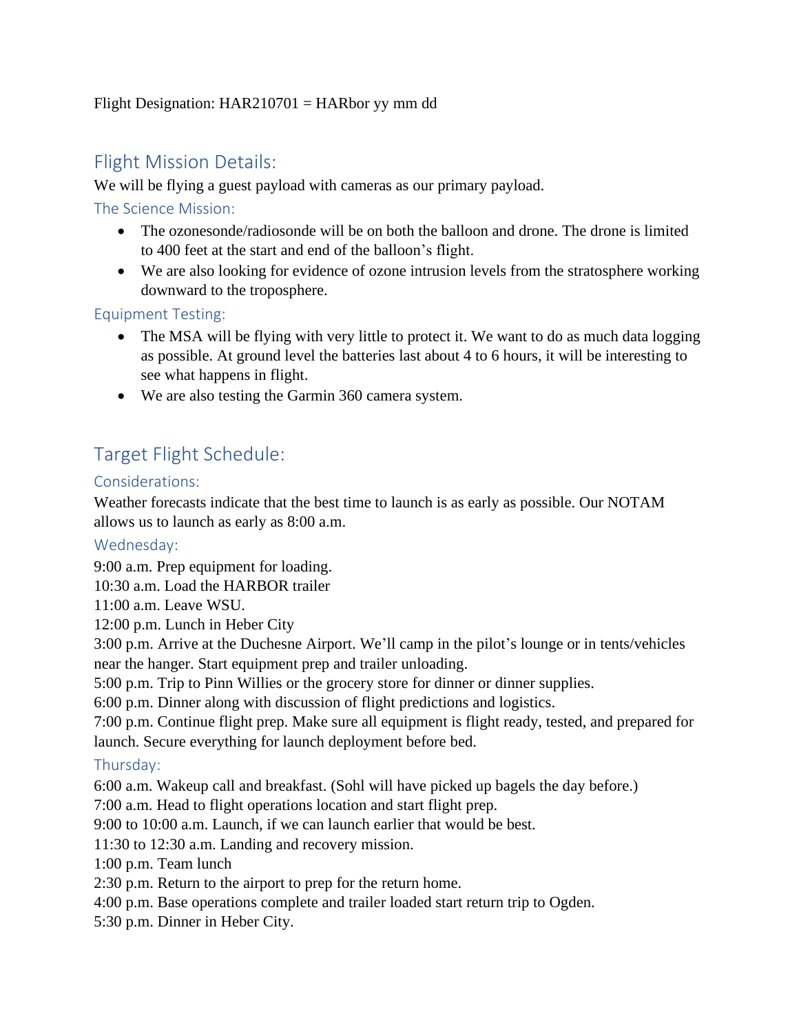Flight Designation: HAR210701 = HARbor yy mm dd

## Flight Mission Details:

We will be flying a guest payload with cameras as our primary payload.

### The Science Mission:

- The ozonesonde/radiosonde will be on both the balloon and drone. The drone is limited to 400 feet at the start and end of the balloon's flight.
- We are also looking for evidence of ozone intrusion levels from the stratosphere working downward to the troposphere.

### Equipment Testing:

- The MSA will be flying with very little to protect it. We want to do as much data logging as possible. At ground level the batteries last about 4 to 6 hours, it will be interesting to see what happens in flight.
- We are also testing the Garmin 360 camera system.

## Target Flight Schedule:

### Considerations:

Weather forecasts indicate that the best time to launch is as early as possible. Our NOTAM allows us to launch as early as 8:00 a.m.

### Wednesday:

9:00 a.m. Prep equipment for loading.
10:30 a.m. Load the HARBOR trailer
11:00 a.m. Leave WSU.
12:00 p.m. Lunch in Heber City
3:00 p.m. Arrive at the Duchesne Airport. We'll camp in the pilot's lounge or in tents/vehicles near the hanger. Start equipment prep and trailer unloading.
5:00 p.m. Trip to Pinn Willies or the grocery store for dinner or dinner supplies.
6:00 p.m. Dinner along with discussion of flight predictions and logistics.
7:00 p.m. Continue flight prep. Make sure all equipment is flight ready, tested, and prepared for launch. Secure everything for launch deployment before bed.

### Thursday:

6:00 a.m. Wakeup call and breakfast. (Sohl will have picked up bagels the day before.)
7:00 a.m. Head to flight operations location and start flight prep.
9:00 to 10:00 a.m. Launch, if we can launch earlier that would be best.
11:30 to 12:30 a.m. Landing and recovery mission.
1:00 p.m. Team lunch
2:30 p.m. Return to the airport to prep for the return home.
4:00 p.m. Base operations complete and trailer loaded start return trip to Ogden.
5:30 p.m. Dinner in Heber City.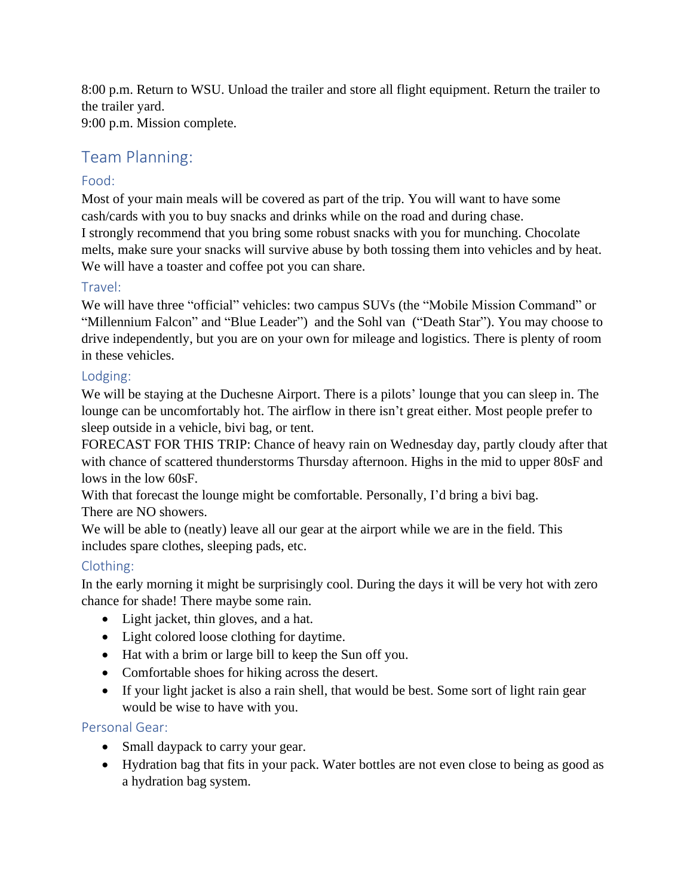8:00 p.m. Return to WSU. Unload the trailer and store all flight equipment. Return the trailer to the trailer yard.
9:00 p.m. Mission complete.

## Team Planning:

### Food:

Most of your main meals will be covered as part of the trip. You will want to have some cash/cards with you to buy snacks and drinks while on the road and during chase.
I strongly recommend that you bring some robust snacks with you for munching. Chocolate melts, make sure your snacks will survive abuse by both tossing them into vehicles and by heat. We will have a toaster and coffee pot you can share.

### Travel:

We will have three "official" vehicles: two campus SUVs (the "Mobile Mission Command" or "Millennium Falcon" and "Blue Leader") and the Sohl van ("Death Star"). You may choose to drive independently, but you are on your own for mileage and logistics. There is plenty of room in these vehicles.

### Lodging:

We will be staying at the Duchesne Airport. There is a pilots' lounge that you can sleep in. The lounge can be uncomfortably hot. The airflow in there isn't great either. Most people prefer to sleep outside in a vehicle, bivi bag, or tent.
FORECAST FOR THIS TRIP: Chance of heavy rain on Wednesday day, partly cloudy after that with chance of scattered thunderstorms Thursday afternoon. Highs in the mid to upper 80sF and lows in the low 60sF.
With that forecast the lounge might be comfortable. Personally, I'd bring a bivi bag.
There are NO showers.
We will be able to (neatly) leave all our gear at the airport while we are in the field. This includes spare clothes, sleeping pads, etc.

### Clothing:

In the early morning it might be surprisingly cool. During the days it will be very hot with zero chance for shade! There maybe some rain.

- Light jacket, thin gloves, and a hat.
- Light colored loose clothing for daytime.
- Hat with a brim or large bill to keep the Sun off you.
- Comfortable shoes for hiking across the desert.
- If your light jacket is also a rain shell, that would be best. Some sort of light rain gear would be wise to have with you.

### Personal Gear:

- Small daypack to carry your gear.
- Hydration bag that fits in your pack. Water bottles are not even close to being as good as a hydration bag system.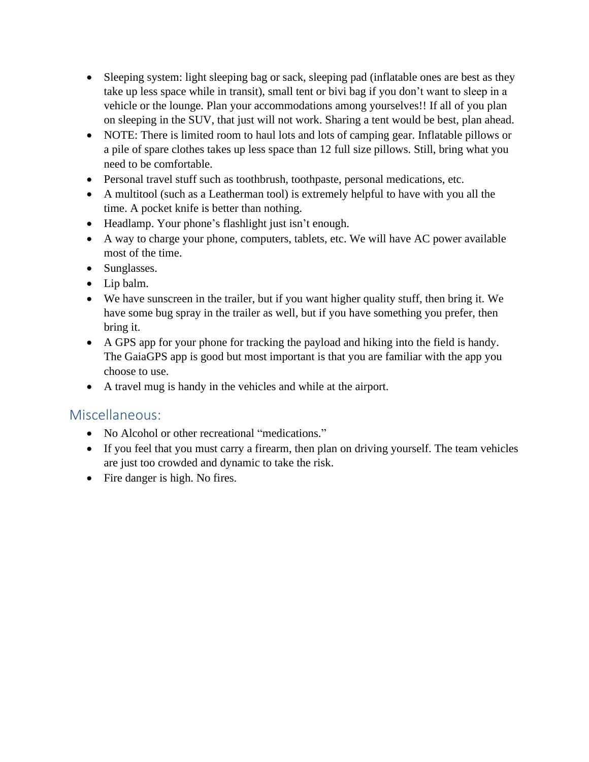- Sleeping system: light sleeping bag or sack, sleeping pad (inflatable ones are best as they take up less space while in transit), small tent or bivi bag if you don't want to sleep in a vehicle or the lounge. Plan your accommodations among yourselves!! If all of you plan on sleeping in the SUV, that just will not work. Sharing a tent would be best, plan ahead.
- NOTE: There is limited room to haul lots and lots of camping gear. Inflatable pillows or a pile of spare clothes takes up less space than 12 full size pillows. Still, bring what you need to be comfortable.
- Personal travel stuff such as toothbrush, toothpaste, personal medications, etc.
- A multitool (such as a Leatherman tool) is extremely helpful to have with you all the time. A pocket knife is better than nothing.
- Headlamp. Your phone's flashlight just isn't enough.
- A way to charge your phone, computers, tablets, etc. We will have AC power available most of the time.
- Sunglasses.
- Lip balm.
- We have sunscreen in the trailer, but if you want higher quality stuff, then bring it. We have some bug spray in the trailer as well, but if you have something you prefer, then bring it.
- A GPS app for your phone for tracking the payload and hiking into the field is handy. The GaiaGPS app is good but most important is that you are familiar with the app you choose to use.
- A travel mug is handy in the vehicles and while at the airport.

## Miscellaneous:

- No Alcohol or other recreational "medications."
- If you feel that you must carry a firearm, then plan on driving yourself. The team vehicles are just too crowded and dynamic to take the risk.
- Fire danger is high. No fires.